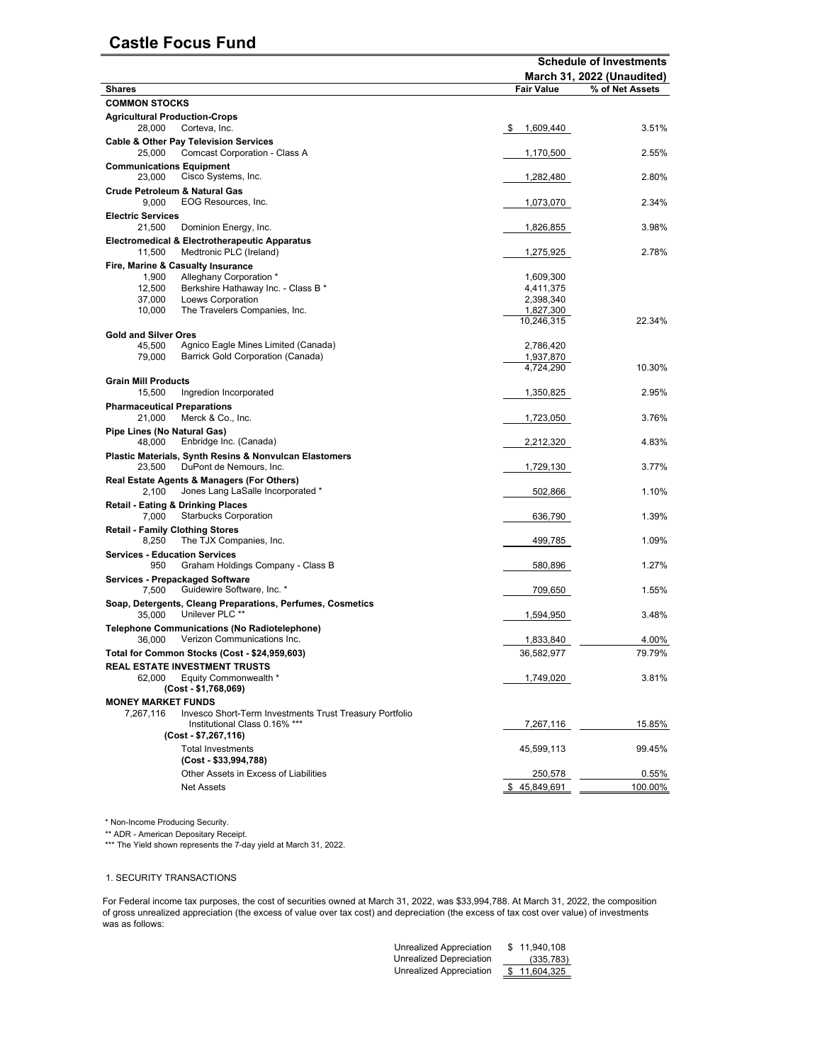# Castle Focus Fund

**Schedule of Investments**
**March 31, 2022 (Unaudited)**

| Shares | | Fair Value | % of Net Assets |
|---|---|---|---|
| **COMMON STOCKS** | | | |
| **Agricultural Production-Crops** | | | |
| 28,000 | Corteva, Inc. | $ 1,609,440 | 3.51% |
| **Cable & Other Pay Television Services** | | | |
| 25,000 | Comcast Corporation - Class A | 1,170,500 | 2.55% |
| **Communications Equipment** | | | |
| 23,000 | Cisco Systems, Inc. | 1,282,480 | 2.80% |
| **Crude Petroleum & Natural Gas** | | | |
| 9,000 | EOG Resources, Inc. | 1,073,070 | 2.34% |
| **Electric Services** | | | |
| 21,500 | Dominion Energy, Inc. | 1,826,855 | 3.98% |
| **Electromedical & Electrotherapeutic Apparatus** | | | |
| 11,500 | Medtronic PLC (Ireland) | 1,275,925 | 2.78% |
| **Fire, Marine & Casualty Insurance** | | | |
| 1,900 | Alleghany Corporation * | 1,609,300 | |
| 12,500 | Berkshire Hathaway Inc. - Class B * | 4,411,375 | |
| 37,000 | Loews Corporation | 2,398,340 | |
| 10,000 | The Travelers Companies, Inc. | 1,827,300 | |
| | | 10,246,315 | 22.34% |
| **Gold and Silver Ores** | | | |
| 45,500 | Agnico Eagle Mines Limited (Canada) | 2,786,420 | |
| 79,000 | Barrick Gold Corporation (Canada) | 1,937,870 | |
| | | 4,724,290 | 10.30% |
| **Grain Mill Products** | | | |
| 15,500 | Ingredion Incorporated | 1,350,825 | 2.95% |
| **Pharmaceutical Preparations** | | | |
| 21,000 | Merck & Co., Inc. | 1,723,050 | 3.76% |
| **Pipe Lines (No Natural Gas)** | | | |
| 48,000 | Enbridge Inc. (Canada) | 2,212,320 | 4.83% |
| **Plastic Materials, Synth Resins & Nonvulcan Elastomers** | | | |
| 23,500 | DuPont de Nemours, Inc. | 1,729,130 | 3.77% |
| **Real Estate Agents & Managers (For Others)** | | | |
| 2,100 | Jones Lang LaSalle Incorporated * | 502,866 | 1.10% |
| **Retail - Eating & Drinking Places** | | | |
| 7,000 | Starbucks Corporation | 636,790 | 1.39% |
| **Retail - Family Clothing Stores** | | | |
| 8,250 | The TJX Companies, Inc. | 499,785 | 1.09% |
| **Services - Education Services** | | | |
| 950 | Graham Holdings Company - Class B | 580,896 | 1.27% |
| **Services - Prepackaged Software** | | | |
| 7,500 | Guidewire Software, Inc. * | 709,650 | 1.55% |
| **Soap, Detergents, Cleang Preparations, Perfumes, Cosmetics** | | | |
| 35,000 | Unilever PLC ** | 1,594,950 | 3.48% |
| **Telephone Communications (No Radiotelephone)** | | | |
| 36,000 | Verizon Communications Inc. | 1,833,840 | 4.00% |
| **Total for Common Stocks (Cost - $24,959,603)** | | 36,582,977 | 79.79% |
| **REAL ESTATE INVESTMENT TRUSTS** | | | |
| 62,000 | Equity Commonwealth * | 1,749,020 | 3.81% |
| | **(Cost - $1,768,069)** | | |
| **MONEY MARKET FUNDS** | | | |
| 7,267,116 | Invesco Short-Term Investments Trust Treasury Portfolio Institutional Class 0.16% *** | 7,267,116 | 15.85% |
| | **(Cost - $7,267,116)** | | |
| | Total Investments | 45,599,113 | 99.45% |
| | **(Cost - $33,994,788)** | | |
| | Other Assets in Excess of Liabilities | 250,578 | 0.55% |
| | Net Assets | $ 45,849,691 | 100.00% |

\* Non-Income Producing Security.

\*\* ADR - American Depositary Receipt.

\*\*\* The Yield shown represents the 7-day yield at March 31, 2022.

1. SECURITY TRANSACTIONS

For Federal income tax purposes, the cost of securities owned at March 31, 2022, was $33,994,788. At March 31, 2022, the composition of gross unrealized appreciation (the excess of value over tax cost) and depreciation (the excess of tax cost over value) of investments was as follows:

| | |
|---|---|
| Unrealized Appreciation | $ 11,940,108 |
| Unrealized Depreciation | (335,783) |
| Unrealized Appreciation | $ 11,604,325 |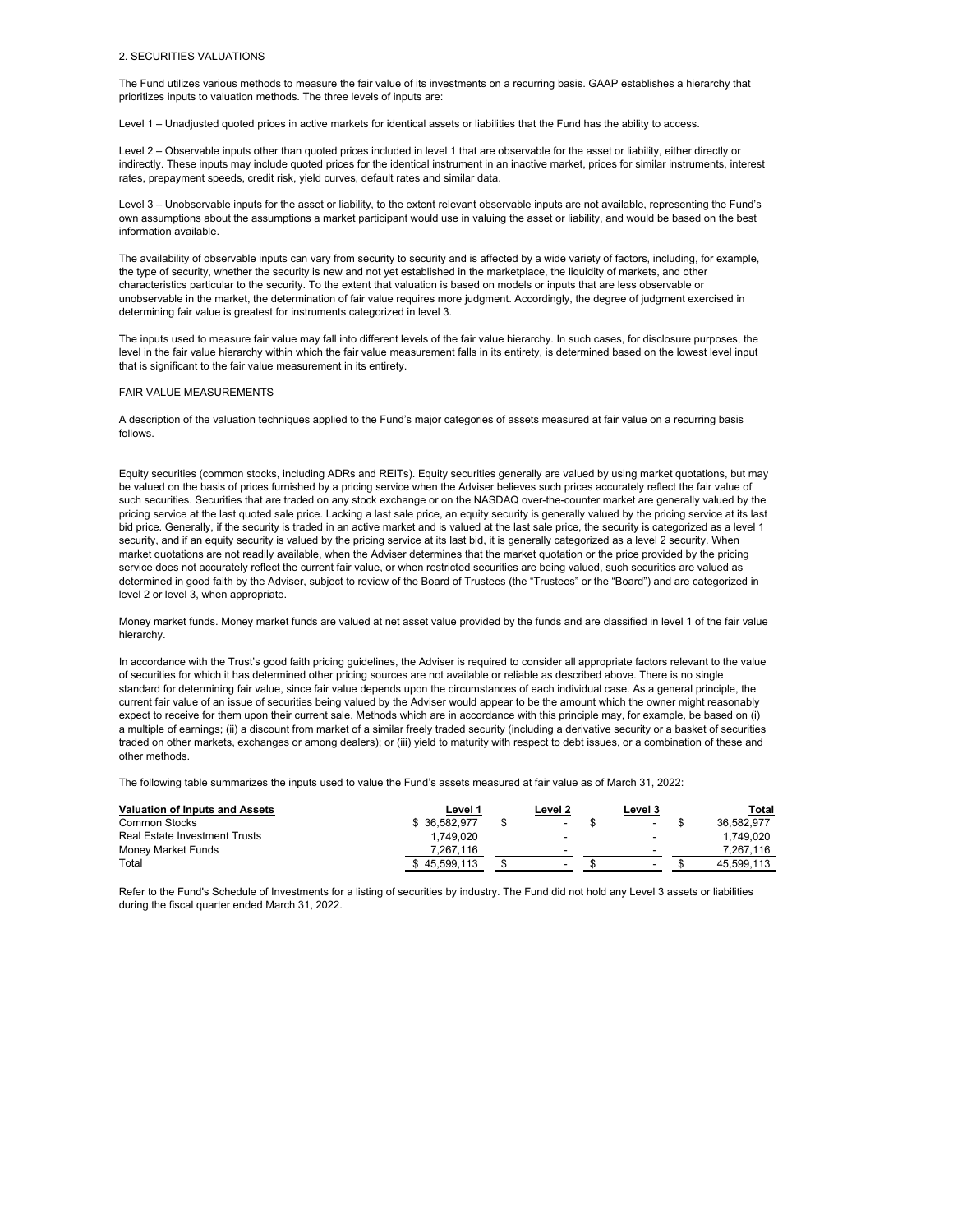## 2. SECURITIES VALUATIONS

The Fund utilizes various methods to measure the fair value of its investments on a recurring basis. GAAP establishes a hierarchy that prioritizes inputs to valuation methods. The three levels of inputs are:

Level 1 – Unadjusted quoted prices in active markets for identical assets or liabilities that the Fund has the ability to access.

Level 2 – Observable inputs other than quoted prices included in level 1 that are observable for the asset or liability, either directly or indirectly. These inputs may include quoted prices for the identical instrument in an inactive market, prices for similar instruments, interest rates, prepayment speeds, credit risk, yield curves, default rates and similar data.

Level 3 – Unobservable inputs for the asset or liability, to the extent relevant observable inputs are not available, representing the Fund's own assumptions about the assumptions a market participant would use in valuing the asset or liability, and would be based on the best information available.

The availability of observable inputs can vary from security to security and is affected by a wide variety of factors, including, for example, the type of security, whether the security is new and not yet established in the marketplace, the liquidity of markets, and other characteristics particular to the security. To the extent that valuation is based on models or inputs that are less observable or unobservable in the market, the determination of fair value requires more judgment. Accordingly, the degree of judgment exercised in determining fair value is greatest for instruments categorized in level 3.

The inputs used to measure fair value may fall into different levels of the fair value hierarchy. In such cases, for disclosure purposes, the level in the fair value hierarchy within which the fair value measurement falls in its entirety, is determined based on the lowest level input that is significant to the fair value measurement in its entirety.

### FAIR VALUE MEASUREMENTS

A description of the valuation techniques applied to the Fund's major categories of assets measured at fair value on a recurring basis follows.

Equity securities (common stocks, including ADRs and REITs). Equity securities generally are valued by using market quotations, but may be valued on the basis of prices furnished by a pricing service when the Adviser believes such prices accurately reflect the fair value of such securities. Securities that are traded on any stock exchange or on the NASDAQ over-the-counter market are generally valued by the pricing service at the last quoted sale price. Lacking a last sale price, an equity security is generally valued by the pricing service at its last bid price. Generally, if the security is traded in an active market and is valued at the last sale price, the security is categorized as a level 1 security, and if an equity security is valued by the pricing service at its last bid, it is generally categorized as a level 2 security. When market quotations are not readily available, when the Adviser determines that the market quotation or the price provided by the pricing service does not accurately reflect the current fair value, or when restricted securities are being valued, such securities are valued as determined in good faith by the Adviser, subject to review of the Board of Trustees (the "Trustees" or the "Board") and are categorized in level 2 or level 3, when appropriate.

Money market funds. Money market funds are valued at net asset value provided by the funds and are classified in level 1 of the fair value hierarchy.

In accordance with the Trust's good faith pricing guidelines, the Adviser is required to consider all appropriate factors relevant to the value of securities for which it has determined other pricing sources are not available or reliable as described above. There is no single standard for determining fair value, since fair value depends upon the circumstances of each individual case. As a general principle, the current fair value of an issue of securities being valued by the Adviser would appear to be the amount which the owner might reasonably expect to receive for them upon their current sale. Methods which are in accordance with this principle may, for example, be based on (i) a multiple of earnings; (ii) a discount from market of a similar freely traded security (including a derivative security or a basket of securities traded on other markets, exchanges or among dealers); or (iii) yield to maturity with respect to debt issues, or a combination of these and other methods.

The following table summarizes the inputs used to value the Fund's assets measured at fair value as of March 31, 2022:

| Valuation of Inputs and Assets | Level 1 | Level 2 | Level 3 | Total |
|---|---|---|---|---|
| Common Stocks | $ 36,582,977 | $ - | $ - | $ 36,582,977 |
| Real Estate Investment Trusts | 1,749,020 | - | - | 1,749,020 |
| Money Market Funds | 7,267,116 | - | - | 7,267,116 |
| Total | $ 45,599,113 | $ - | $ - | $ 45,599,113 |

Refer to the Fund's Schedule of Investments for a listing of securities by industry. The Fund did not hold any Level 3 assets or liabilities during the fiscal quarter ended March 31, 2022.